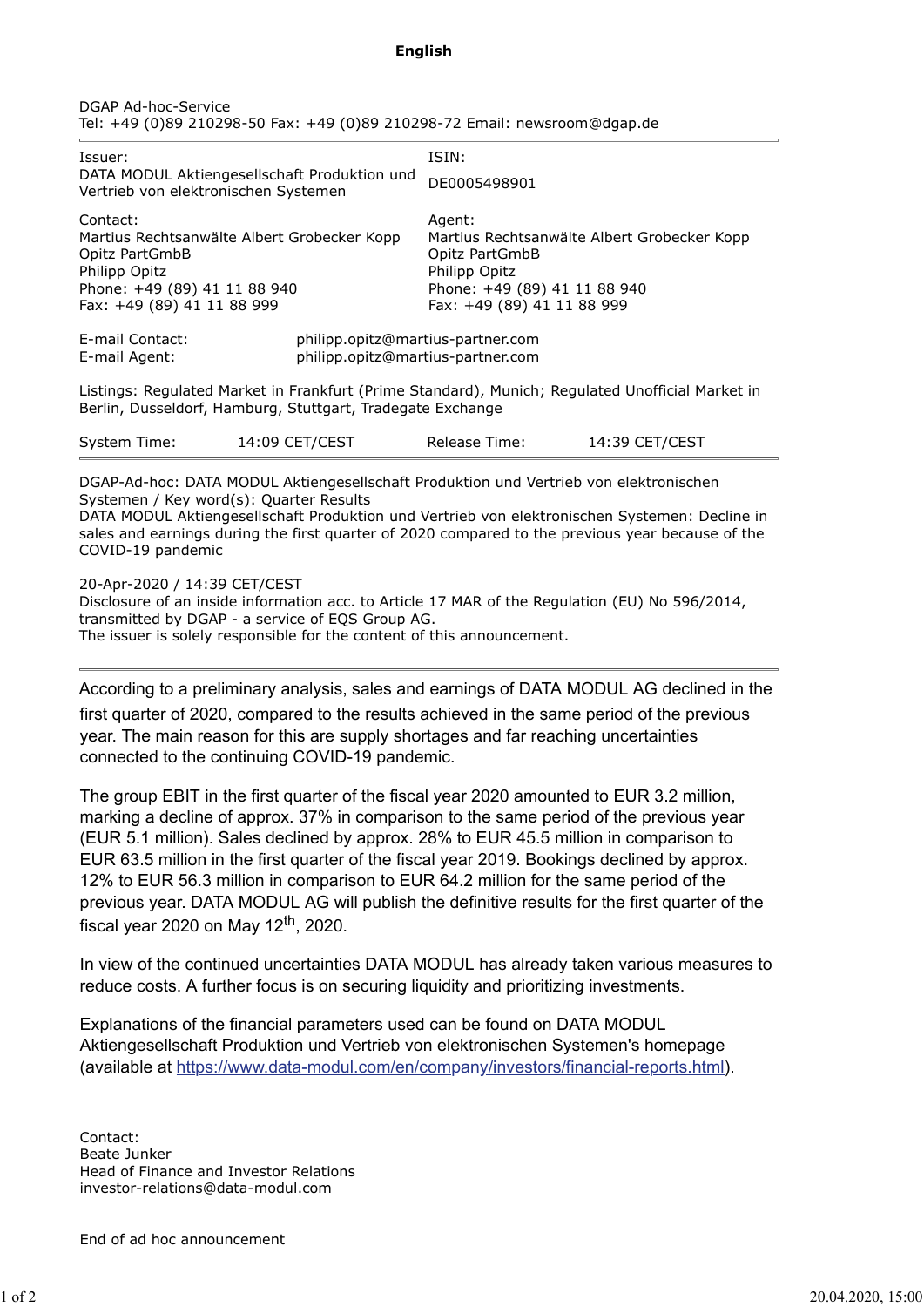**English**

DGAP Ad-hoc-Service
Tel: +49 (0)89 210298-50 Fax: +49 (0)89 210298-72 Email: newsroom@dgap.de

---

| | |
|---|---|
| Issuer:<br>DATA MODUL Aktiengesellschaft Produktion und Vertrieb von elektronischen Systemen | ISIN:<br>DE0005498901 |
| Contact:<br>Martius Rechtsanwälte Albert Grobecker Kopp Opitz PartGmbB<br>Philipp Opitz<br>Phone: +49 (89) 41 11 88 940<br>Fax: +49 (89) 41 11 88 999 | Agent:<br>Martius Rechtsanwälte Albert Grobecker Kopp Opitz PartGmbB<br>Philipp Opitz<br>Phone: +49 (89) 41 11 88 940<br>Fax: +49 (89) 41 11 88 999 |

E-mail Contact: philipp.opitz@martius-partner.com
E-mail Agent: philipp.opitz@martius-partner.com

Listings: Regulated Market in Frankfurt (Prime Standard), Munich; Regulated Unofficial Market in Berlin, Dusseldorf, Hamburg, Stuttgart, Tradegate Exchange

System Time: 14:09 CET/CEST Release Time: 14:39 CET/CEST

---

DGAP-Ad-hoc: DATA MODUL Aktiengesellschaft Produktion und Vertrieb von elektronischen Systemen / Key word(s): Quarter Results
DATA MODUL Aktiengesellschaft Produktion und Vertrieb von elektronischen Systemen: Decline in sales and earnings during the first quarter of 2020 compared to the previous year because of the COVID-19 pandemic

20-Apr-2020 / 14:39 CET/CEST
Disclosure of an inside information acc. to Article 17 MAR of the Regulation (EU) No 596/2014, transmitted by DGAP - a service of EQS Group AG.
The issuer is solely responsible for the content of this announcement.

---

According to a preliminary analysis, sales and earnings of DATA MODUL AG declined in the first quarter of 2020, compared to the results achieved in the same period of the previous year. The main reason for this are supply shortages and far reaching uncertainties connected to the continuing COVID-19 pandemic.

The group EBIT in the first quarter of the fiscal year 2020 amounted to EUR 3.2 million, marking a decline of approx. 37% in comparison to the same period of the previous year (EUR 5.1 million). Sales declined by approx. 28% to EUR 45.5 million in comparison to EUR 63.5 million in the first quarter of the fiscal year 2019. Bookings declined by approx. 12% to EUR 56.3 million in comparison to EUR 64.2 million for the same period of the previous year. DATA MODUL AG will publish the definitive results for the first quarter of the fiscal year 2020 on May 12th, 2020.

In view of the continued uncertainties DATA MODUL has already taken various measures to reduce costs. A further focus is on securing liquidity and prioritizing investments.

Explanations of the financial parameters used can be found on DATA MODUL Aktiengesellschaft Produktion und Vertrieb von elektronischen Systemen's homepage (available at https://www.data-modul.com/en/company/investors/financial-reports.html).

Contact:
Beate Junker
Head of Finance and Investor Relations
investor-relations@data-modul.com

End of ad hoc announcement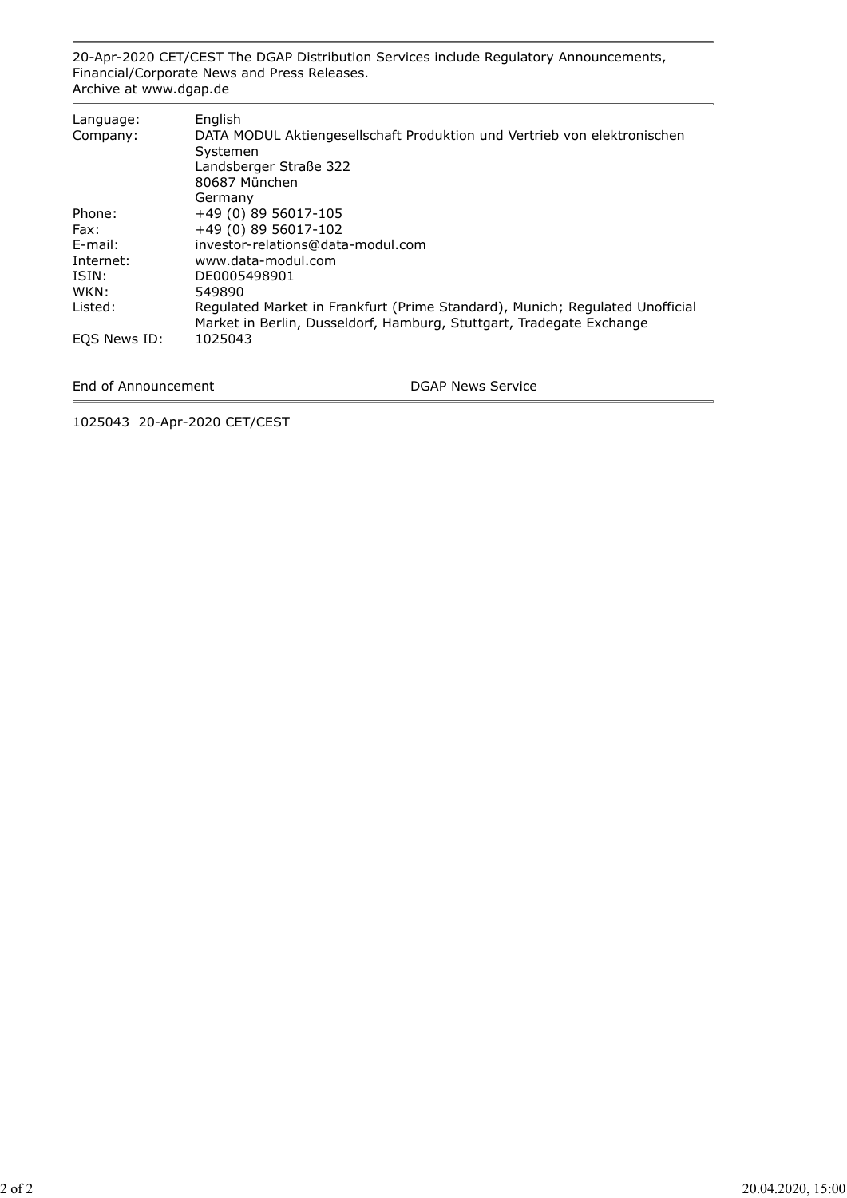20-Apr-2020 CET/CEST The DGAP Distribution Services include Regulatory Announcements, Financial/Corporate News and Press Releases.
Archive at www.dgap.de

---

| | |
|---|---|
| Language: | English |
| Company: | DATA MODUL Aktiengesellschaft Produktion und Vertrieb von elektronischen Systemen<br>Landsberger Straße 322<br>80687 München<br>Germany |
| Phone: | +49 (0) 89 56017-105 |
| Fax: | +49 (0) 89 56017-102 |
| E-mail: | investor-relations@data-modul.com |
| Internet: | www.data-modul.com |
| ISIN: | DE0005498901 |
| WKN: | 549890 |
| Listed: | Regulated Market in Frankfurt (Prime Standard), Munich; Regulated Unofficial Market in Berlin, Dusseldorf, Hamburg, Stuttgart, Tradegate Exchange |
| EQS News ID: | 1025043 |

End of Announcement DGAP News Service

---

1025043 20-Apr-2020 CET/CEST